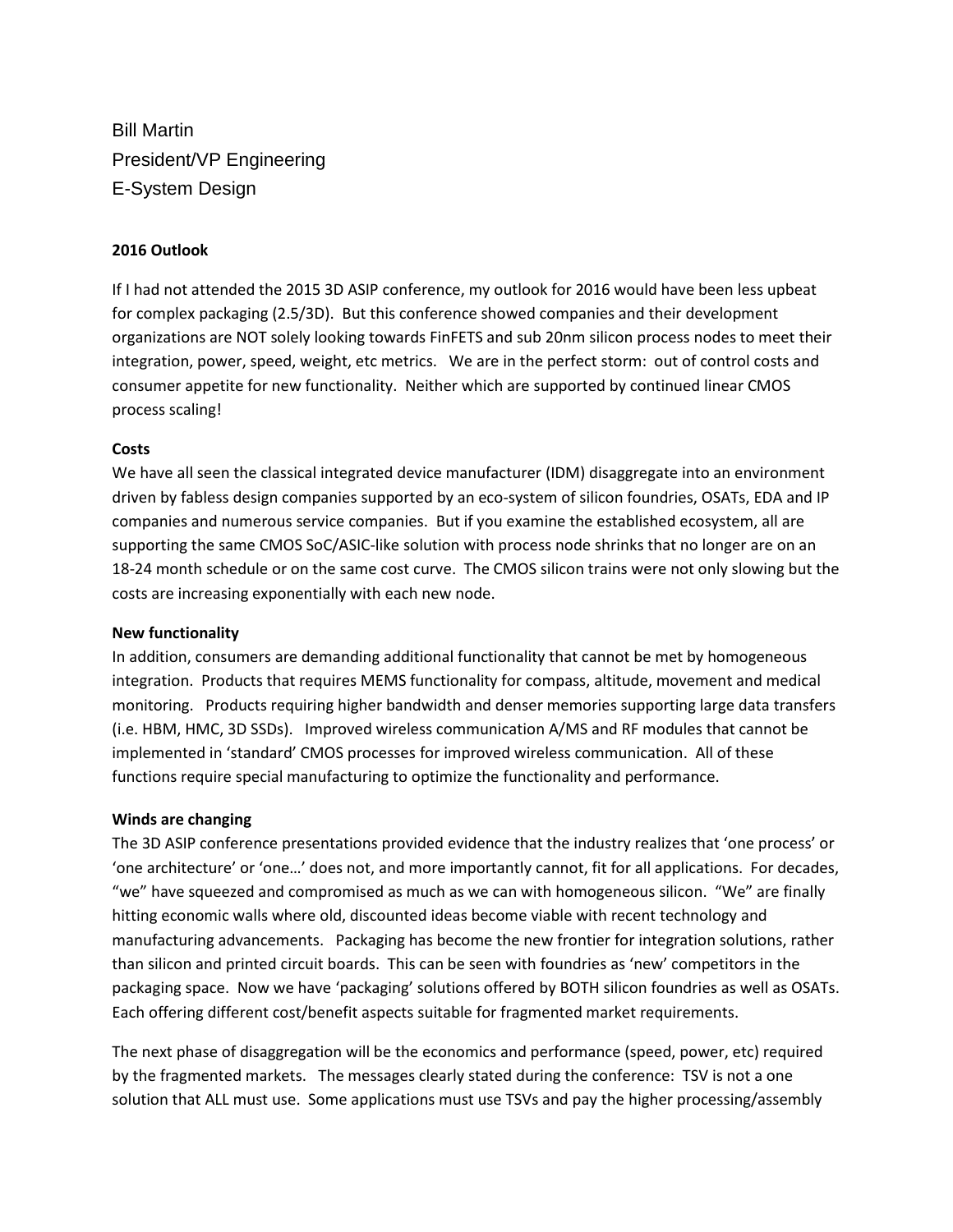Bill Martin
President/VP Engineering
E-System Design

**2016 Outlook**

If I had not attended the 2015 3D ASIP conference, my outlook for 2016 would have been less upbeat for complex packaging (2.5/3D). But this conference showed companies and their development organizations are NOT solely looking towards FinFETS and sub 20nm silicon process nodes to meet their integration, power, speed, weight, etc metrics. We are in the perfect storm: out of control costs and consumer appetite for new functionality. Neither which are supported by continued linear CMOS process scaling!

**Costs**

We have all seen the classical integrated device manufacturer (IDM) disaggregate into an environment driven by fabless design companies supported by an eco-system of silicon foundries, OSATs, EDA and IP companies and numerous service companies. But if you examine the established ecosystem, all are supporting the same CMOS SoC/ASIC-like solution with process node shrinks that no longer are on an 18-24 month schedule or on the same cost curve. The CMOS silicon trains were not only slowing but the costs are increasing exponentially with each new node.

**New functionality**

In addition, consumers are demanding additional functionality that cannot be met by homogeneous integration. Products that requires MEMS functionality for compass, altitude, movement and medical monitoring. Products requiring higher bandwidth and denser memories supporting large data transfers (i.e. HBM, HMC, 3D SSDs). Improved wireless communication A/MS and RF modules that cannot be implemented in 'standard' CMOS processes for improved wireless communication. All of these functions require special manufacturing to optimize the functionality and performance.

**Winds are changing**

The 3D ASIP conference presentations provided evidence that the industry realizes that 'one process' or 'one architecture' or 'one…' does not, and more importantly cannot, fit for all applications. For decades, "we" have squeezed and compromised as much as we can with homogeneous silicon. "We" are finally hitting economic walls where old, discounted ideas become viable with recent technology and manufacturing advancements. Packaging has become the new frontier for integration solutions, rather than silicon and printed circuit boards. This can be seen with foundries as 'new' competitors in the packaging space. Now we have 'packaging' solutions offered by BOTH silicon foundries as well as OSATs. Each offering different cost/benefit aspects suitable for fragmented market requirements.

The next phase of disaggregation will be the economics and performance (speed, power, etc) required by the fragmented markets. The messages clearly stated during the conference: TSV is not a one solution that ALL must use. Some applications must use TSVs and pay the higher processing/assembly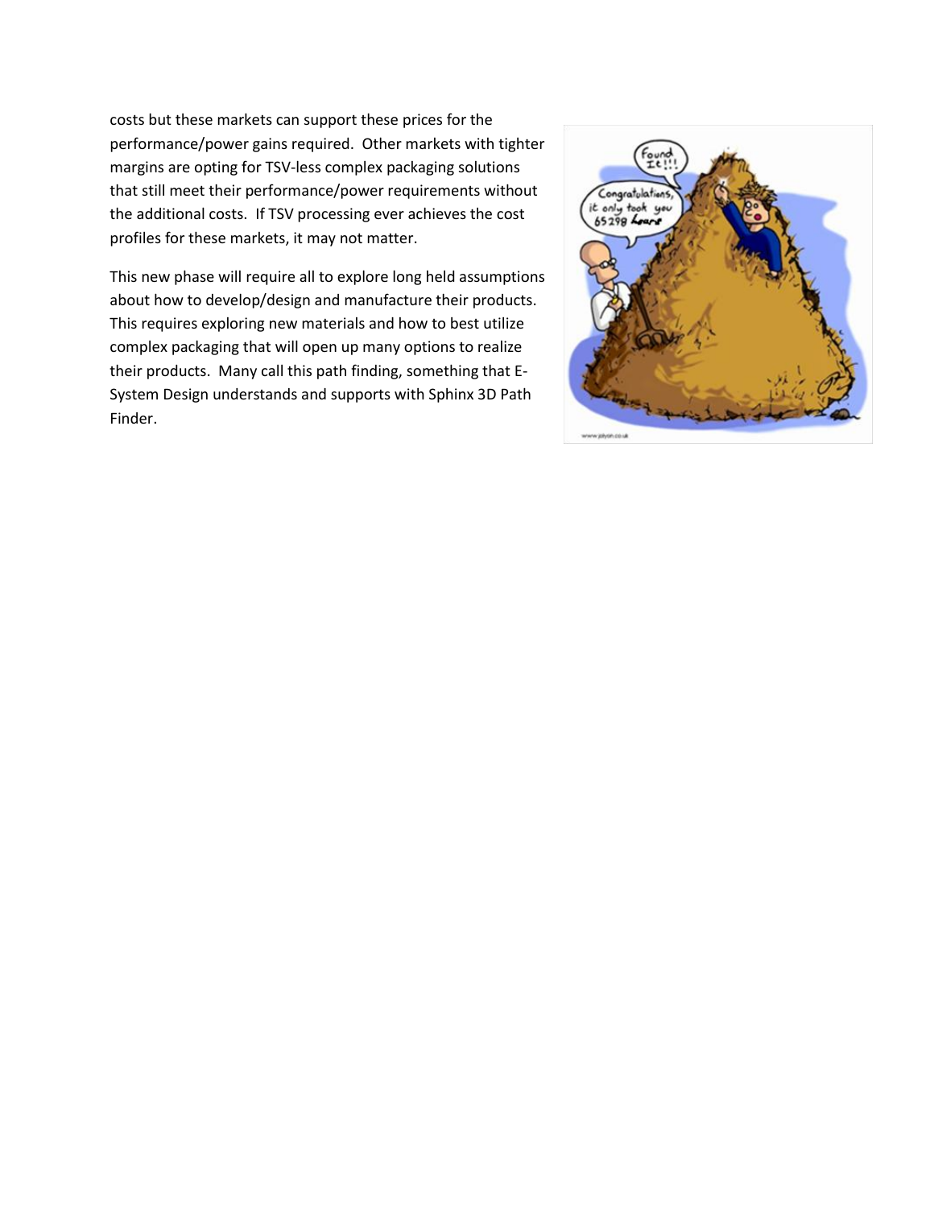costs but these markets can support these prices for the performance/power gains required. Other markets with tighter margins are opting for TSV-less complex packaging solutions that still meet their performance/power requirements without the additional costs. If TSV processing ever achieves the cost profiles for these markets, it may not matter.

This new phase will require all to explore long held assumptions about how to develop/design and manufacture their products. This requires exploring new materials and how to best utilize complex packaging that will open up many options to realize their products. Many call this path finding, something that E-System Design understands and supports with Sphinx 3D Path Finder.